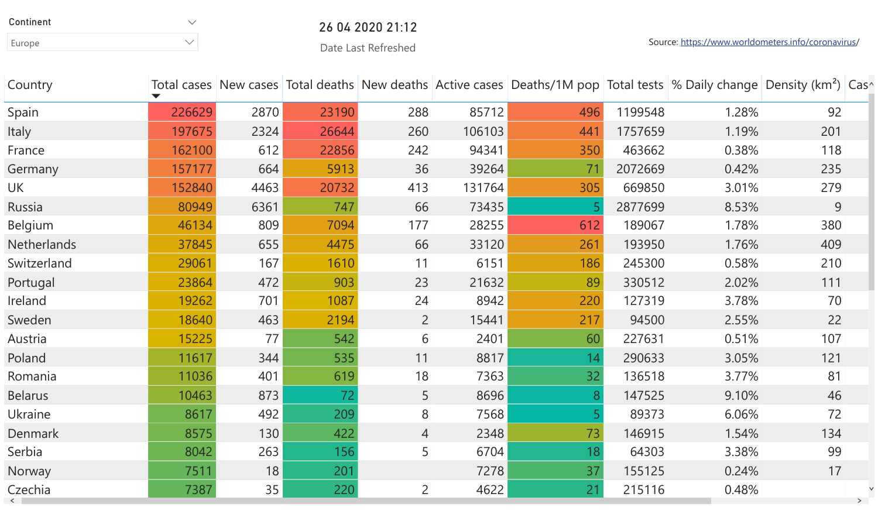Continent

Europe

26 04 2020 21:12

Date Last Refreshed

Source: https://www.worldometers.info/coronavirus/

| Country | Total cases | New cases | Total deaths | New deaths | Active cases | Deaths/1M pop | Total tests | % Daily change | Density (km²) | Cas |
|---|---|---|---|---|---|---|---|---|---|---|
| Spain | 226629 | 2870 | 23190 | 288 | 85712 | 496 | 1199548 | 1.28% | 92 | |
| Italy | 197675 | 2324 | 26644 | 260 | 106103 | 441 | 1757659 | 1.19% | 201 | |
| France | 162100 | 612 | 22856 | 242 | 94341 | 350 | 463662 | 0.38% | 118 | |
| Germany | 157177 | 664 | 5913 | 36 | 39264 | 71 | 2072669 | 0.42% | 235 | |
| UK | 152840 | 4463 | 20732 | 413 | 131764 | 305 | 669850 | 3.01% | 279 | |
| Russia | 80949 | 6361 | 747 | 66 | 73435 | 5 | 2877699 | 8.53% | 9 | |
| Belgium | 46134 | 809 | 7094 | 177 | 28255 | 612 | 189067 | 1.78% | 380 | |
| Netherlands | 37845 | 655 | 4475 | 66 | 33120 | 261 | 193950 | 1.76% | 409 | |
| Switzerland | 29061 | 167 | 1610 | 11 | 6151 | 186 | 245300 | 0.58% | 210 | |
| Portugal | 23864 | 472 | 903 | 23 | 21632 | 89 | 330512 | 2.02% | 111 | |
| Ireland | 19262 | 701 | 1087 | 24 | 8942 | 220 | 127319 | 3.78% | 70 | |
| Sweden | 18640 | 463 | 2194 | 2 | 15441 | 217 | 94500 | 2.55% | 22 | |
| Austria | 15225 | 77 | 542 | 6 | 2401 | 60 | 227631 | 0.51% | 107 | |
| Poland | 11617 | 344 | 535 | 11 | 8817 | 14 | 290633 | 3.05% | 121 | |
| Romania | 11036 | 401 | 619 | 18 | 7363 | 32 | 136518 | 3.77% | 81 | |
| Belarus | 10463 | 873 | 72 | 5 | 8696 | 8 | 147525 | 9.10% | 46 | |
| Ukraine | 8617 | 492 | 209 | 8 | 7568 | 5 | 89373 | 6.06% | 72 | |
| Denmark | 8575 | 130 | 422 | 4 | 2348 | 73 | 146915 | 1.54% | 134 | |
| Serbia | 8042 | 263 | 156 | 5 | 6704 | 18 | 64303 | 3.38% | 99 | |
| Norway | 7511 | 18 | 201 | | 7278 | 37 | 155125 | 0.24% | 17 | |
| Czechia | 7387 | 35 | 220 | 2 | 4622 | 21 | 215116 | 0.48% | | |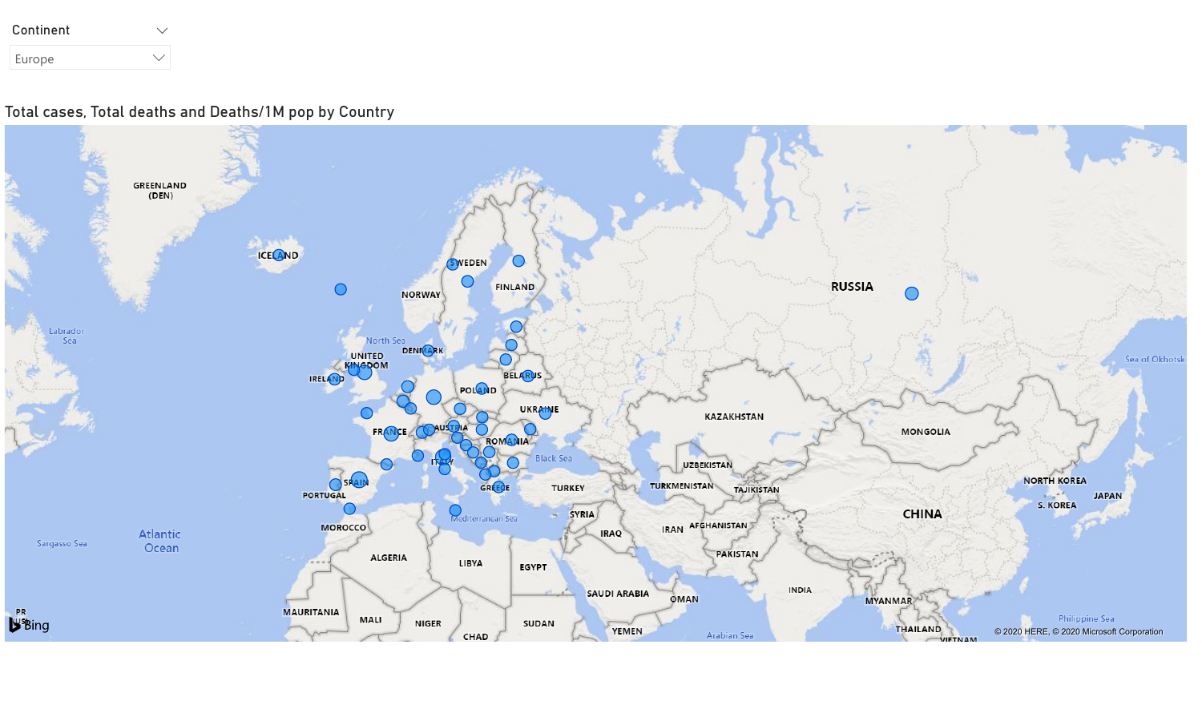Continent

Europe

Total cases, Total deaths and Deaths/1M pop by Country

GREENLAND (DEN)
ICELAND
SWEDEN
NORWAY
FINLAND
RUSSIA
North Sea
DENMARK
UNITED KINGDOM
IRELAND
BELARUS
POLAND
UKRAINE
KAZAKHSTAN
MONGOLIA
FRANCE
AUSTRIA
ROMANIA
Black Sea
ITALY
UZBEKISTAN
SPAIN
PORTUGAL
GREECE
TURKEY
TURKMENISTAN
TAJIKISTAN
NORTH KOREA
JAPAN
S. KOREA
CHINA
Labrador Sea
Sea of Okhotsk
MOROCCO
Mediterranean Sea
SYRIA
IRAQ
IRAN
AFGHANISTAN
PAKISTAN
Atlantic Ocean
Sargasso Sea
ALGERIA
LIBYA
EGYPT
SAUDI ARABIA
OMAN
INDIA
MYANMAR
Philippine Sea
MAURITANIA
MALI
NIGER
CHAD
SUDAN
YEMEN
Arabian Sea
THAILAND
VIETNAM
PR
Bing
© 2020 HERE, © 2020 Microsoft Corporation